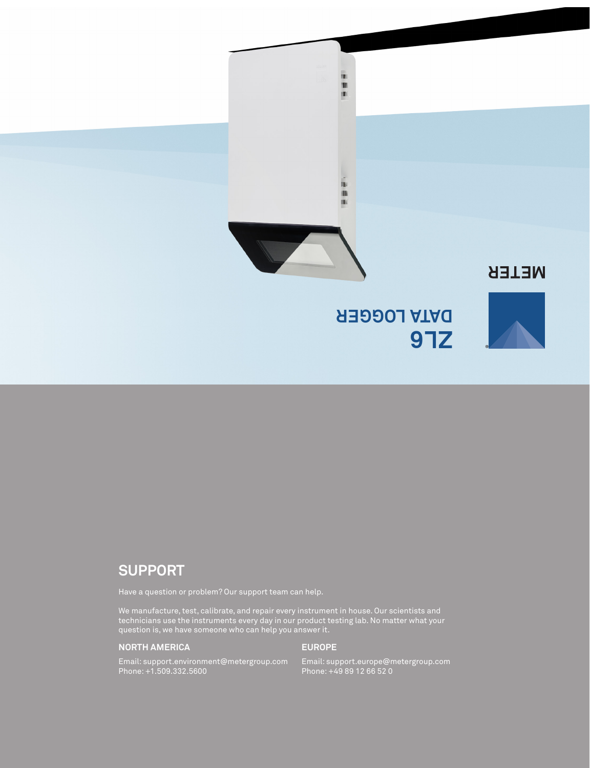ZL6

DATA LOGGER

METER

## SUPPORT

Have a question or problem? Our support team can help.

We manufacture, test, calibrate, and repair every instrument in house. Our scientists and technicians use the instruments every day in our product testing lab. No matter what your question is, we have someone who can help you answer it.

### NORTH AMERICA

Email: support.environment@metergroup.com
Phone: +1.509.332.5600

### EUROPE

Email: support.europe@metergroup.com
Phone: +49 89 12 66 52 0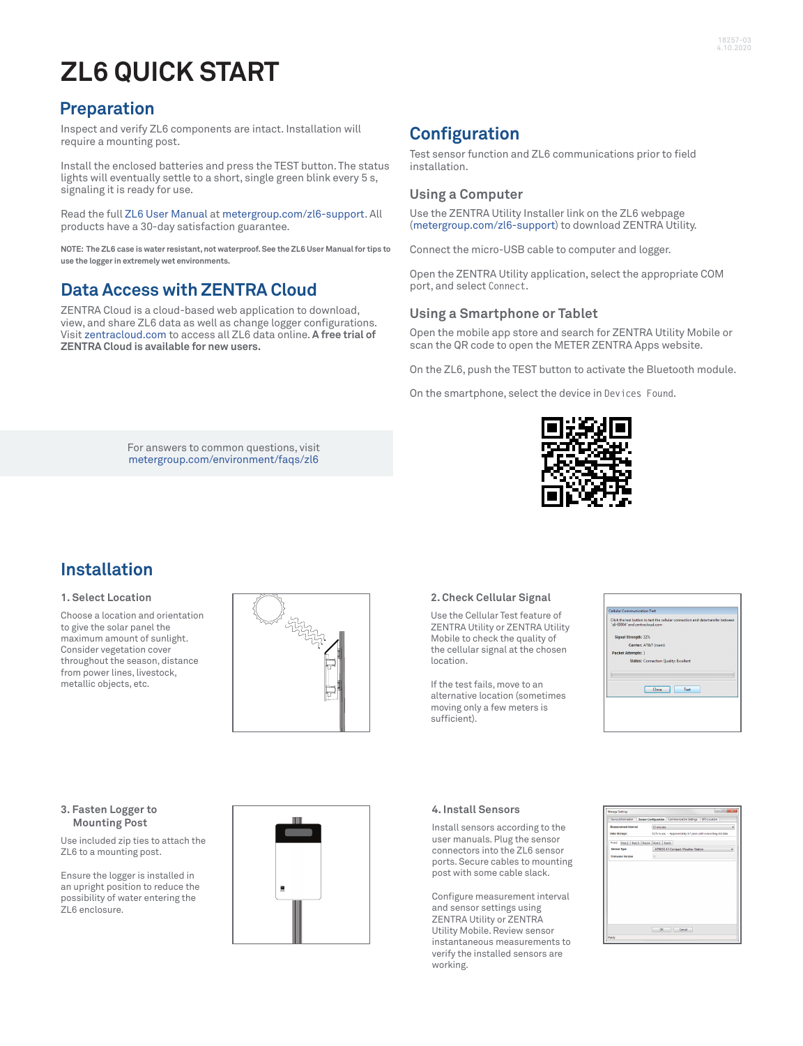# ZL6 QUICK START

## Preparation

Inspect and verify ZL6 components are intact. Installation will require a mounting post.

Install the enclosed batteries and press the TEST button. The status lights will eventually settle to a short, single green blink every 5 s, signaling it is ready for use.

Read the full ZL6 User Manual at metergroup.com/zl6-support. All products have a 30-day satisfaction guarantee.

**NOTE: The ZL6 case is water resistant, not waterproof. See the ZL6 User Manual for tips to use the logger in extremely wet environments.**

## Data Access with ZENTRA Cloud

ZENTRA Cloud is a cloud-based web application to download, view, and share ZL6 data as well as change logger configurations. Visit zentracloud.com to access all ZL6 data online. **A free trial of ZENTRA Cloud is available for new users.**

For answers to common questions, visit metergroup.com/environment/faqs/zl6

## Configuration

Test sensor function and ZL6 communications prior to field installation.

### Using a Computer

Use the ZENTRA Utility Installer link on the ZL6 webpage (metergroup.com/zl6-support) to download ZENTRA Utility.

Connect the micro-USB cable to computer and logger.

Open the ZENTRA Utility application, select the appropriate COM port, and select `Connect`.

### Using a Smartphone or Tablet

Open the mobile app store and search for ZENTRA Utility Mobile or scan the QR code to open the METER ZENTRA Apps website.

On the ZL6, push the TEST button to activate the Bluetooth module.

On the smartphone, select the device in `Devices Found`.

## Installation

### 1. Select Location

Choose a location and orientation to give the solar panel the maximum amount of sunlight. Consider vegetation cover throughout the season, distance from power lines, livestock, metallic objects, etc.

### 2. Check Cellular Signal

Use the Cellular Test feature of ZENTRA Utility or ZENTRA Utility Mobile to check the quality of the cellular signal at the chosen location.

If the test fails, move to an alternative location (sometimes moving only a few meters is sufficient).

### 3. Fasten Logger to Mounting Post

Use included zip ties to attach the ZL6 to a mounting post.

Ensure the logger is installed in an upright position to reduce the possibility of water entering the ZL6 enclosure.

### 4. Install Sensors

Install sensors according to the user manuals. Plug the sensor connectors into the ZL6 sensor ports. Secure sensor cables to mounting post with some cable slack.

Configure measurement interval and sensor settings using ZENTRA Utility or ZENTRA Utility Mobile. Review sensor instantaneous measurements to verify the installed sensors are working.